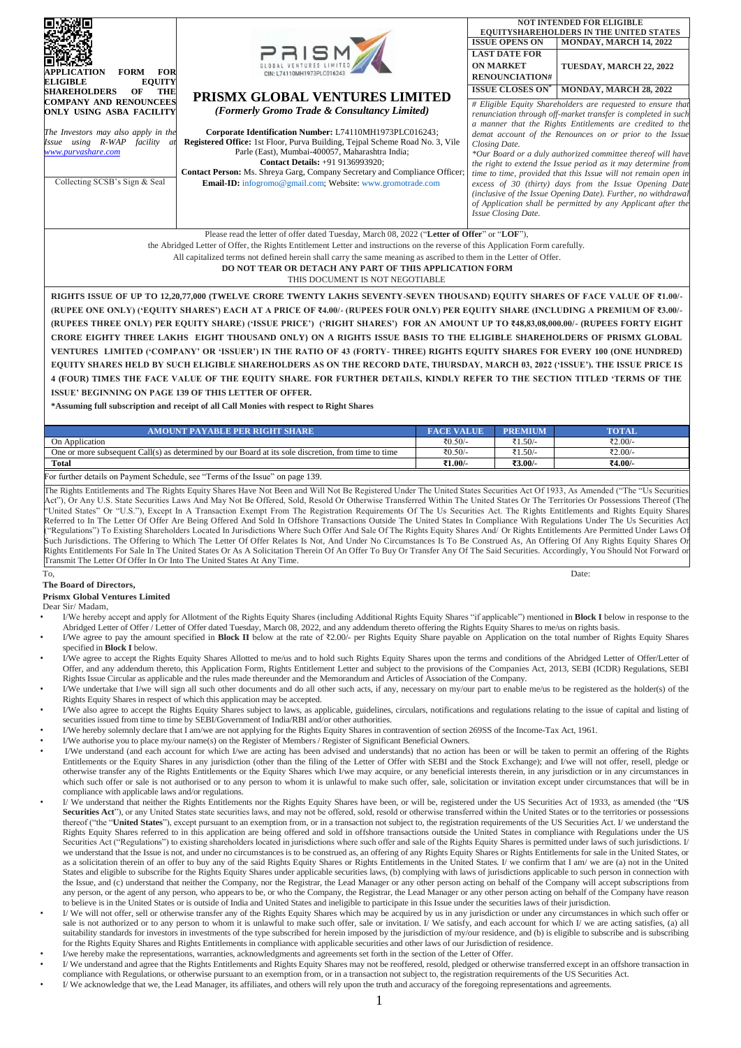**APPLICATION FORM FOR ELIGIBLE EQUITY SHAREHOLDERS OF THE COMPANY AND RENOUNCEES ONLY USING ASBA FACILITY**

*The Investors may also apply in the Issue using R-WAP facility at [www.purvashare.com](http://www.purvashare.com)*

Collecting SCSB's Sign & Seal

# PRISMX GLOBAL VENTURES LIMITED

*(Formerly Gromo Trade & Consultancy Limited)*

**Corporate Identification Number:** L74110MH1973PLC016243;
**Registered Office:** 1st Floor, Purva Building, Tejpal Scheme Road No. 3, Vile Parle (East), Mumbai-400057, Maharashtra India;
**Contact Details:** +91 9136993920;
**Contact Person:** Ms. Shreya Garg, Company Secretary and Compliance Officer;
**Email-ID:** infogromo@gmail.com; Website: www.gromotrade.com

**NOT INTENDED FOR ELIGIBLE EQUITYSHAREHOLDERS IN THE UNITED STATES**

| | |
|---|---|
| **ISSUE OPENS ON** | **MONDAY, MARCH 14, 2022** |
| **LAST DATE FOR ON MARKET RENOUNCIATION#** | **TUESDAY, MARCH 22, 2022** |
| **ISSUE CLOSES ON*** | **MONDAY, MARCH 28, 2022** |

*# Eligible Equity Shareholders are requested to ensure that renunciation through off-market transfer is completed in such a manner that the Rights Entitlements are credited to the demat account of the Renounces on or prior to the Issue Closing Date.*

*\*Our Board or a duly authorized committee thereof will have the right to extend the Issue period as it may determine from time to time, provided that this Issue will not remain open in excess of 30 (thirty) days from the Issue Opening Date (inclusive of the Issue Opening Date). Further, no withdrawal of Application shall be permitted by any Applicant after the Issue Closing Date.*

Please read the letter of offer dated Tuesday, March 08, 2022 ("**Letter of Offer**" or "**LOF**"),
the Abridged Letter of Offer, the Rights Entitlement Letter and instructions on the reverse of this Application Form carefully.
All capitalized terms not defined herein shall carry the same meaning as ascribed to them in the Letter of Offer.
**DO NOT TEAR OR DETACH ANY PART OF THIS APPLICATION FORM**
THIS DOCUMENT IS NOT NEGOTIABLE

**RIGHTS ISSUE OF UP TO 12,20,77,000 (TWELVE CRORE TWENTY LAKHS SEVENTY-SEVEN THOUSAND) EQUITY SHARES OF FACE VALUE OF ₹1.00/- (RUPEE ONE ONLY) ('EQUITY SHARES') EACH AT A PRICE OF ₹4.00/- (RUPEES FOUR ONLY) PER EQUITY SHARE (INCLUDING A PREMIUM OF ₹3.00/- (RUPEES THREE ONLY) PER EQUITY SHARE) ('ISSUE PRICE') ('RIGHT SHARES') FOR AN AMOUNT UP TO ₹48,83,08,000.00/- (RUPEES FORTY EIGHT CRORE EIGHTY THREE LAKHS EIGHT THOUSAND ONLY) ON A RIGHTS ISSUE BASIS TO THE ELIGIBLE SHAREHOLDERS OF PRISMX GLOBAL VENTURES LIMITED ('COMPANY' OR 'ISSUER') IN THE RATIO OF 43 (FORTY- THREE) RIGHTS EQUITY SHARES FOR EVERY 100 (ONE HUNDRED) EQUITY SHARES HELD BY SUCH ELIGIBLE SHAREHOLDERS AS ON THE RECORD DATE, THURSDAY, MARCH 03, 2022 ('ISSUE'). THE ISSUE PRICE IS 4 (FOUR) TIMES THE FACE VALUE OF THE EQUITY SHARE. FOR FURTHER DETAILS, KINDLY REFER TO THE SECTION TITLED 'TERMS OF THE ISSUE' BEGINNING ON PAGE 139 OF THIS LETTER OF OFFER.**

***Assuming full subscription and receipt of all Call Monies with respect to Right Shares**

| AMOUNT PAYABLE PER RIGHT SHARE | FACE VALUE | PREMIUM | TOTAL |
|---|---|---|---|
| On Application | ₹0.50/- | ₹1.50/- | ₹2.00/- |
| One or more subsequent Call(s) as determined by our Board at its sole discretion, from time to time | ₹0.50/- | ₹1.50/- | ₹2.00/- |
| **Total** | **₹1.00/-** | **₹3.00/-** | **₹4.00/-** |

For further details on Payment Schedule, see "Terms of the Issue" on page 139.

The Rights Entitlements and The Rights Equity Shares Have Not Been and Will Not Be Registered Under The United States Securities Act Of 1933, As Amended ("The "Us Securities Act"), Or Any U.S. State Securities Laws And May Not Be Offered, Sold, Resold Or Otherwise Transferred Within The United States Or The Territories Or Possessions Thereof (The "United States" Or "U.S."), Except In A Transaction Exempt From The Registration Requirements Of The Us Securities Act. The Rights Entitlements and Rights Equity Shares Referred to In The Letter Of Offer Are Being Offered And Sold In Offshore Transactions Outside The United States In Compliance With Regulations Under The Us Securities Act ("Regulations") To Existing Shareholders Located In Jurisdictions Where Such Offer And Sale Of The Rights Equity Shares And/ Or Rights Entitlements Are Permitted Under Laws Of Such Jurisdictions. The Offering to Which The Letter Of Offer Relates Is Not, And Under No Circumstances Is To Be Construed As, An Offering Of Any Rights Equity Shares Or Rights Entitlements For Sale In The United States Or As A Solicitation Therein Of An Offer To Buy Or Transfer Any Of The Said Securities. Accordingly, You Should Not Forward or Transmit The Letter Of Offer In Or Into The United States At Any Time.

To,
**The Board of Directors,**
**Prismx Global Ventures Limited**

Date:

Dear Sir/ Madam,

- I/We hereby accept and apply for Allotment of the Rights Equity Shares (including Additional Rights Equity Shares "if applicable") mentioned in **Block I** below in response to the Abridged Letter of Offer / Letter of Offer dated Tuesday, March 08, 2022, and any addendum thereto offering the Rights Equity Shares to me/us on rights basis.
- I/We agree to pay the amount specified in **Block II** below at the rate of ₹2.00/- per Rights Equity Share payable on Application on the total number of Rights Equity Shares specified in **Block I** below.
- I/We agree to accept the Rights Equity Shares Allotted to me/us and to hold such Rights Equity Shares upon the terms and conditions of the Abridged Letter of Offer/Letter of Offer, and any addendum thereto, this Application Form, Rights Entitlement Letter and subject to the provisions of the Companies Act, 2013, SEBI (ICDR) Regulations, SEBI Rights Issue Circular as applicable and the rules made thereunder and the Memorandum and Articles of Association of the Company.
- I/We undertake that I/we will sign all such other documents and do all other such acts, if any, necessary on my/our part to enable me/us to be registered as the holder(s) of the Rights Equity Shares in respect of which this application may be accepted.
- I/We also agree to accept the Rights Equity Shares subject to laws, as applicable, guidelines, circulars, notifications and regulations relating to the issue of capital and listing of securities issued from time to time by SEBI/Government of India/RBI and/or other authorities.
- I/We hereby solemnly declare that I am/we are not applying for the Rights Equity Shares in contravention of section 269SS of the Income-Tax Act, 1961.
- I/We authorise you to place my/our name(s) on the Register of Members / Register of Significant Beneficial Owners.
- I/We understand (and each account for which I/we are acting has been advised and understands) that no action has been or will be taken to permit an offering of the Rights Entitlements or the Equity Shares in any jurisdiction (other than the filing of the Letter of Offer with SEBI and the Stock Exchange); and I/we will not offer, resell, pledge or otherwise transfer any of the Rights Entitlements or the Equity Shares which I/we may acquire, or any beneficial interests therein, in any jurisdiction or in any circumstances in which such offer or sale is not authorised or to any person to whom it is unlawful to make such offer, sale, solicitation or invitation except under circumstances that will be in compliance with applicable laws and/or regulations.
- I/ We understand that neither the Rights Entitlements nor the Rights Equity Shares have been, or will be, registered under the US Securities Act of 1933, as amended (the "**US Securities Act**"), or any United States state securities laws, and may not be offered, sold, resold or otherwise transferred within the United States or to the territories or possessions thereof ("the "**United States**"), except pursuant to an exemption from, or in a transaction not subject to, the registration requirements of the US Securities Act. I/ we understand the Rights Equity Shares referred to in this application are being offered and sold in offshore transactions outside the United States in compliance with Regulations under the US Securities Act ("Regulations") to existing shareholders located in jurisdictions where such offer and sale of the Rights Equity Shares is permitted under laws of such jurisdictions. I/ we understand that the Issue is not, and under no circumstances is to be construed as, an offering of any Rights Equity Shares or Rights Entitlements for sale in the United States, or as a solicitation therein of an offer to buy any of the said Rights Equity Shares or Rights Entitlements in the United States. I/ we confirm that I am/ we are (a) not in the United States and eligible to subscribe for the Rights Equity Shares under applicable securities laws, (b) complying with laws of jurisdictions applicable to such person in connection with the Issue, and (c) understand that neither the Company, nor the Registrar, the Lead Manager or any other person acting on behalf of the Company will accept subscriptions from any person, or the agent of any person, who appears to be, or who the Company, the Registrar, the Lead Manager or any other person acting on behalf of the Company have reason to believe is in the United States or is outside of India and United States and ineligible to participate in this Issue under the securities laws of their jurisdiction.
- I/ We will not offer, sell or otherwise transfer any of the Rights Equity Shares which may be acquired by us in any jurisdiction or under any circumstances in which such offer or sale is not authorized or to any person to whom it is unlawful to make such offer, sale or invitation. I/ We satisfy, and each account for which I/ we are acting satisfies, (a) all suitability standards for investors in investments of the type subscribed for herein imposed by the jurisdiction of my/our residence, and (b) is eligible to subscribe and is subscribing for the Rights Equity Shares and Rights Entitlements in compliance with applicable securities and other laws of our jurisdiction of residence.
- I/we hereby make the representations, warranties, acknowledgments and agreements set forth in the section of the Letter of Offer.
- I/ We understand and agree that the Rights Entitlements and Rights Equity Shares may not be reoffered, resold, pledged or otherwise transferred except in an offshore transaction in compliance with Regulations, or otherwise pursuant to an exemption from, or in a transaction not subject to, the registration requirements of the US Securities Act.
- I/ We acknowledge that we, the Lead Manager, its affiliates, and others will rely upon the truth and accuracy of the foregoing representations and agreements.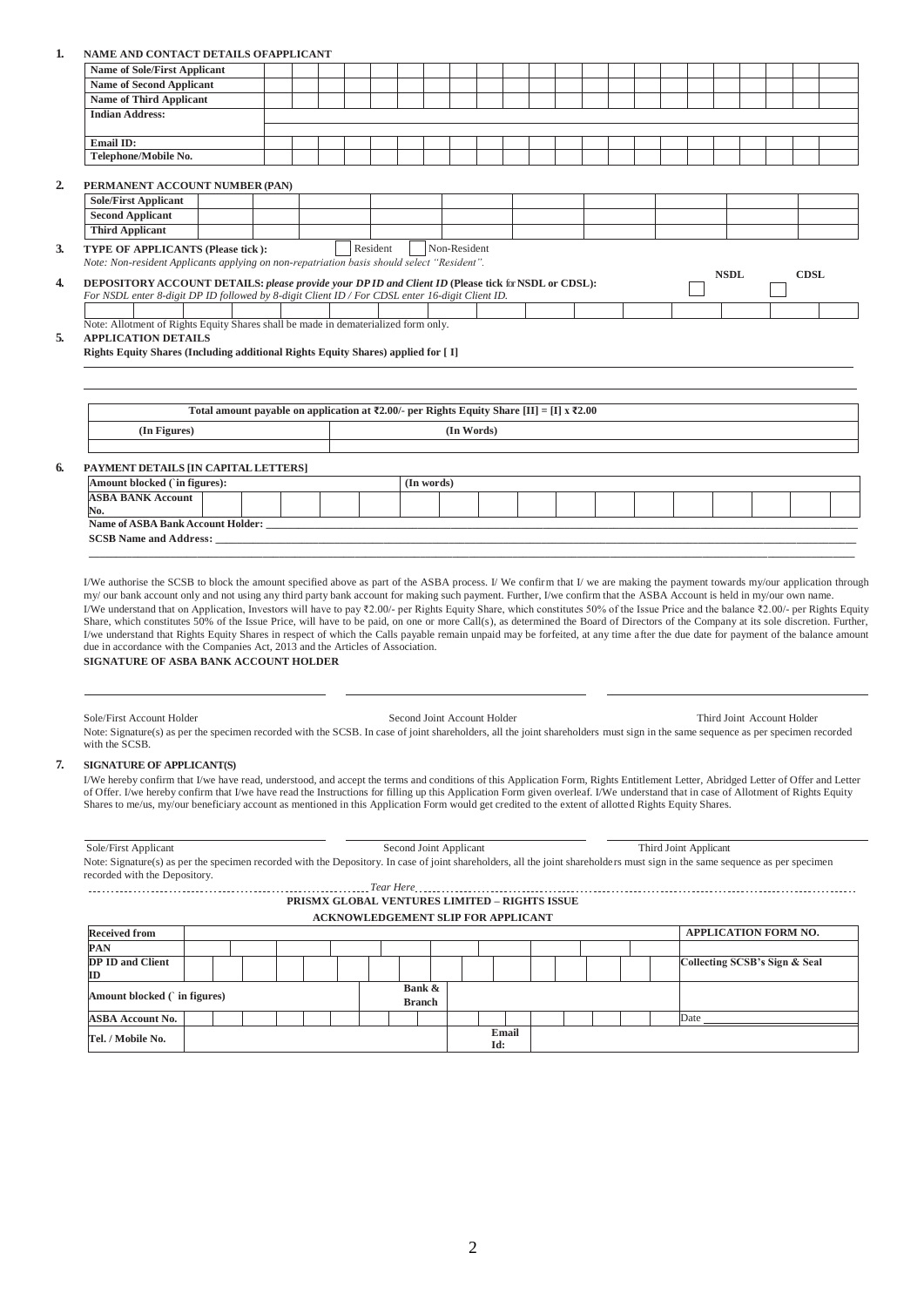**1. NAME AND CONTACT DETAILS OFAPPLICANT**

| | |
|---|---|
| **Name of Sole/First Applicant** | |
| **Name of Second Applicant** | |
| **Name of Third Applicant** | |
| **Indian Address:** | |
| **Email ID:** | |
| **Telephone/Mobile No.** | |

**2. PERMANENT ACCOUNT NUMBER (PAN)**

| | |
|---|---|
| **Sole/First Applicant** | |
| **Second Applicant** | |
| **Third Applicant** | |

**3. TYPE OF APPLICANTS (Please tick ):** ☐ Resident ☐ Non-Resident

*Note: Non-resident Applicants applying on non-repatriation basis should select "Resident".*

**4. DEPOSITORY ACCOUNT DETAILS:** ***please provide your DP ID and Client ID*** **(Please tick for NSDL or CDSL):** ☐ NSDL ☐ CDSL

*For NSDL enter 8-digit DP ID followed by 8-digit Client ID / For CDSL enter 16-digit Client ID.*

Note: Allotment of Rights Equity Shares shall be made in dematerialized form only.

**5. APPLICATION DETAILS**

**Rights Equity Shares (Including additional Rights Equity Shares) applied for [ I]**

| Total amount payable on application at ₹2.00/- per Rights Equity Share [II] = [I] x ₹2.00 | |
|---|---|
| **(In Figures)** | **(In Words)** |
| | |

**6. PAYMENT DETAILS [IN CAPITAL LETTERS]**

| | |
|---|---|
| **Amount blocked (` in figures):** | **(In words)** |
| **ASBA BANK Account No.** | |

**Name of ASBA Bank Account Holder:** ______________________________

**SCSB Name and Address:** ______________________________

I/We authorise the SCSB to block the amount specified above as part of the ASBA process. I/ We confirm that I/ we are making the payment towards my/our application through my/ our bank account only and not using any third party bank account for making such payment. Further, I/we confirm that the ASBA Account is held in my/our own name.

I/We understand that on Application, Investors will have to pay ₹2.00/- per Rights Equity Share, which constitutes 50% of the Issue Price and the balance ₹2.00/- per Rights Equity Share, which constitutes 50% of the Issue Price, will have to be paid, on one or more Call(s), as determined the Board of Directors of the Company at its sole discretion. Further, I/we understand that Rights Equity Shares in respect of which the Calls payable remain unpaid may be forfeited, at any time after the due date for payment of the balance amount due in accordance with the Companies Act, 2013 and the Articles of Association.

**SIGNATURE OF ASBA BANK ACCOUNT HOLDER**

| Sole/First Account Holder | Second Joint Account Holder | Third Joint Account Holder |
|---|---|---|

Note: Signature(s) as per the specimen recorded with the SCSB. In case of joint shareholders, all the joint shareholders must sign in the same sequence as per specimen recorded with the SCSB.

**7. SIGNATURE OF APPLICANT(S)**

I/We hereby confirm that I/we have read, understood, and accept the terms and conditions of this Application Form, Rights Entitlement Letter, Abridged Letter of Offer and Letter of Offer. I/we hereby confirm that I/we have read the Instructions for filling up this Application Form given overleaf. I/We understand that in case of Allotment of Rights Equity Shares to me/us, my/our beneficiary account as mentioned in this Application Form would get credited to the extent of allotted Rights Equity Shares.

| Sole/First Applicant | Second Joint Applicant | Third Joint Applicant |
|---|---|---|

Note: Signature(s) as per the specimen recorded with the Depository. In case of joint shareholders, all the joint shareholders must sign in the same sequence as per specimen recorded with the Depository.

*Tear Here*

**PRISMX GLOBAL VENTURES LIMITED – RIGHTS ISSUE**

**ACKNOWLEDGEMENT SLIP FOR APPLICANT**

| | | | |
|---|---|---|---|
| **Received from** | | | **APPLICATION FORM NO.** |
| **PAN** | | | |
| **DP ID and Client ID** | | | **Collecting SCSB's Sign & Seal** |
| **Amount blocked (` in figures)** | | **Bank & Branch** | |
| **ASBA Account No.** | | | Date |
| **Tel. / Mobile No.** | | **Email Id:** | |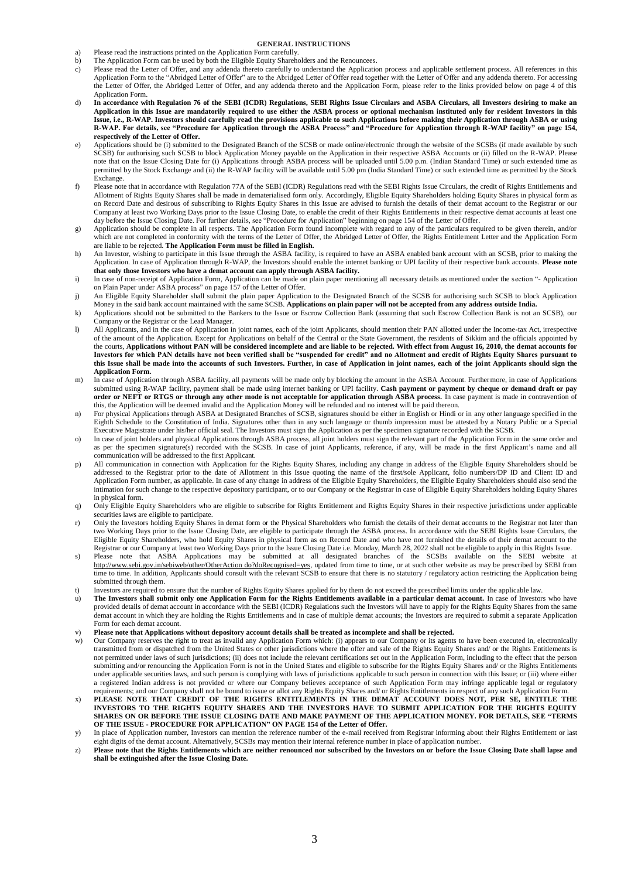## GENERAL INSTRUCTIONS

a) Please read the instructions printed on the Application Form carefully.

b) The Application Form can be used by both the Eligible Equity Shareholders and the Renouncees.

c) Please read the Letter of Offer, and any addenda thereto carefully to understand the Application process and applicable settlement process. All references in this Application Form to the "Abridged Letter of Offer" are to the Abridged Letter of Offer read together with the Letter of Offer and any addenda thereto. For accessing the Letter of Offer, the Abridged Letter of Offer, and any addenda thereto and the Application Form, please refer to the links provided below on page 4 of this Application Form.

d) **In accordance with Regulation 76 of the SEBI (ICDR) Regulations, SEBI Rights Issue Circulars and ASBA Circulars, all Investors desiring to make an Application in this Issue are mandatorily required to use either the ASBA process or optional mechanism instituted only for resident Investors in this Issue, i.e., R-WAP. Investors should carefully read the provisions applicable to such Applications before making their Application through ASBA or using R-WAP. For details, see "Procedure for Application through the ASBA Process" and "Procedure for Application through R-WAP facility" on page 154, respectively of the Letter of Offer.**

e) Applications should be (i) submitted to the Designated Branch of the SCSB or made online/electronic through the website of the SCSBs (if made available by such SCSB) for authorising such SCSB to block Application Money payable on the Application in their respective ASBA Accounts or (ii) filled on the R-WAP. Please note that on the Issue Closing Date for (i) Applications through ASBA process will be uploaded until 5.00 p.m. (Indian Standard Time) or such extended time as permitted by the Stock Exchange and (ii) the R-WAP facility will be available until 5.00 pm (India Standard Time) or such extended time as permitted by the Stock Exchange.

f) Please note that in accordance with Regulation 77A of the SEBI (ICDR) Regulations read with the SEBI Rights Issue Circulars, the credit of Rights Entitlements and Allotment of Rights Equity Shares shall be made in dematerialised form only. Accordingly, Eligible Equity Shareholders holding Equity Shares in physical form as on Record Date and desirous of subscribing to Rights Equity Shares in this Issue are advised to furnish the details of their demat account to the Registrar or our Company at least two Working Days prior to the Issue Closing Date, to enable the credit of their Rights Entitlements in their respective demat accounts at least one day before the Issue Closing Date. For further details, see "Procedure for Application" beginning on page 154 of the Letter of Offer.

g) Application should be complete in all respects. The Application Form found incomplete with regard to any of the particulars required to be given therein, and/or which are not completed in conformity with the terms of the Letter of Offer, the Abridged Letter of Offer, the Rights Entitlement Letter and the Application Form are liable to be rejected. **The Application Form must be filled in English.**

h) An Investor, wishing to participate in this Issue through the ASBA facility, is required to have an ASBA enabled bank account with an SCSB, prior to making the Application. In case of Application through R-WAP, the Investors should enable the internet banking or UPI facility of their respective bank accounts. **Please note that only those Investors who have a demat account can apply through ASBA facility.**

i) In case of non-receipt of Application Form, Application can be made on plain paper mentioning all necessary details as mentioned under the section "- Application on Plain Paper under ASBA process" on page 157 of the Letter of Offer.

j) An Eligible Equity Shareholder shall submit the plain paper Application to the Designated Branch of the SCSB for authorising such SCSB to block Application Money in the said bank account maintained with the same SCSB. **Applications on plain paper will not be accepted from any address outside India.**

k) Applications should not be submitted to the Bankers to the Issue or Escrow Collection Bank (assuming that such Escrow Collection Bank is not an SCSB), our Company or the Registrar or the Lead Manager.

l) All Applicants, and in the case of Application in joint names, each of the joint Applicants, should mention their PAN allotted under the Income-tax Act, irrespective of the amount of the Application. Except for Applications on behalf of the Central or the State Government, the residents of Sikkim and the officials appointed by the courts, **Applications without PAN will be considered incomplete and are liable to be rejected. With effect from August 16, 2010, the demat accounts for Investors for which PAN details have not been verified shall be "suspended for credit" and no Allotment and credit of Rights Equity Shares pursuant to this Issue shall be made into the accounts of such Investors. Further, in case of Application in joint names, each of the joint Applicants should sign the Application Form.**

m) In case of Application through ASBA facility, all payments will be made only by blocking the amount in the ASBA Account. Furthermore, in case of Applications submitted using R-WAP facility, payment shall be made using internet banking or UPI facility. **Cash payment or payment by cheque or demand draft or pay order or NEFT or RTGS or through any other mode is not acceptable for application through ASBA process.** In case payment is made in contravention of this, the Application will be deemed invalid and the Application Money will be refunded and no interest will be paid thereon.

n) For physical Applications through ASBA at Designated Branches of SCSB, signatures should be either in English or Hindi or in any other language specified in the Eighth Schedule to the Constitution of India. Signatures other than in any such language or thumb impression must be attested by a Notary Public or a Special Executive Magistrate under his/her official seal. The Investors must sign the Application as per the specimen signature recorded with the SCSB.

o) In case of joint holders and physical Applications through ASBA process, all joint holders must sign the relevant part of the Application Form in the same order and as per the specimen signature(s) recorded with the SCSB. In case of joint Applicants, reference, if any, will be made in the first Applicant's name and all communication will be addressed to the first Applicant.

p) All communication in connection with Application for the Rights Equity Shares, including any change in address of the Eligible Equity Shareholders should be addressed to the Registrar prior to the date of Allotment in this Issue quoting the name of the first/sole Applicant, folio numbers/DP ID and Client ID and Application Form number, as applicable. In case of any change in address of the Eligible Equity Shareholders, the Eligible Equity Shareholders should also send the intimation for such change to the respective depository participant, or to our Company or the Registrar in case of Eligible Equity Shareholders holding Equity Shares in physical form.

q) Only Eligible Equity Shareholders who are eligible to subscribe for Rights Entitlement and Rights Equity Shares in their respective jurisdictions under applicable securities laws are eligible to participate.

r) Only the Investors holding Equity Shares in demat form or the Physical Shareholders who furnish the details of their demat accounts to the Registrar not later than two Working Days prior to the Issue Closing Date, are eligible to participate through the ASBA process. In accordance with the SEBI Rights Issue Circulars, the Eligible Equity Shareholders, who hold Equity Shares in physical form as on Record Date and who have not furnished the details of their demat account to the Registrar or our Company at least two Working Days prior to the Issue Closing Date i.e. Monday, March 28, 2022 shall not be eligible to apply in this Rights Issue.

s) Please note that ASBA Applications may be submitted at all designated branches of the SCSBs available on the SEBI website at http://www.sebi.gov.in/sebiweb/other/OtherAction do?doRecognised=yes, updated from time to time, or at such other website as may be prescribed by SEBI from time to time. In addition, Applicants should consult with the relevant SCSB to ensure that there is no statutory / regulatory action restricting the Application being submitted through them.

t) Investors are required to ensure that the number of Rights Equity Shares applied for by them do not exceed the prescribed limits under the applicable law.

u) **The Investors shall submit only one Application Form for the Rights Entitlements available in a particular demat account.** In case of Investors who have provided details of demat account in accordance with the SEBI (ICDR) Regulations such the Investors will have to apply for the Rights Equity Shares from the same demat account in which they are holding the Rights Entitlements and in case of multiple demat accounts; the Investors are required to submit a separate Application Form for each demat account.

v) **Please note that Applications without depository account details shall be treated as incomplete and shall be rejected.**

w) Our Company reserves the right to treat as invalid any Application Form which: (i) appears to our Company or its agents to have been executed in, electronically transmitted from or dispatched from the United States or other jurisdictions where the offer and sale of the Rights Equity Shares and/ or the Rights Entitlements is not permitted under laws of such jurisdictions; (ii) does not include the relevant certifications set out in the Application Form, including to the effect that the person submitting and/or renouncing the Application Form is not in the United States and eligible to subscribe for the Rights Equity Shares and/ or the Rights Entitlements under applicable securities laws, and such person is complying with laws of jurisdictions applicable to such person in connection with this Issue; or (iii) where either a registered Indian address is not provided or where our Company believes acceptance of such Application Form may infringe applicable legal or regulatory requirements; and our Company shall not be bound to issue or allot any Rights Equity Shares and/ or Rights Entitlements in respect of any such Application Form.

x) **PLEASE NOTE THAT CREDIT OF THE RIGHTS ENTITLEMENTS IN THE DEMAT ACCOUNT DOES NOT, PER SE, ENTITLE THE INVESTORS TO THE RIGHTS EQUITY SHARES AND THE INVESTORS HAVE TO SUBMIT APPLICATION FOR THE RIGHTS EQUITY SHARES ON OR BEFORE THE ISSUE CLOSING DATE AND MAKE PAYMENT OF THE APPLICATION MONEY. FOR DETAILS, SEE "TERMS OF THE ISSUE - PROCEDURE FOR APPLICATION" ON PAGE 154 of the Letter of Offer.**

y) In place of Application number, Investors can mention the reference number of the e-mail received from Registrar informing about their Rights Entitlement or last eight digits of the demat account. Alternatively, SCSBs may mention their internal reference number in place of application number.

z) **Please note that the Rights Entitlements which are neither renounced nor subscribed by the Investors on or before the Issue Closing Date shall lapse and shall be extinguished after the Issue Closing Date.**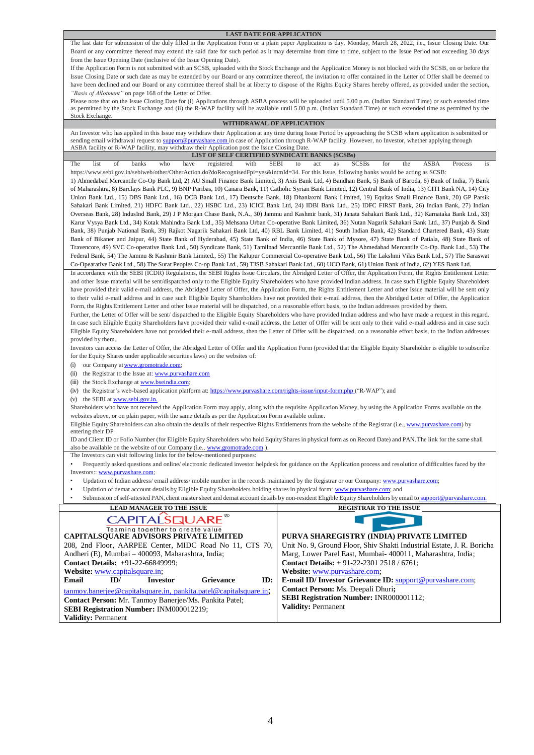## LAST DATE FOR APPLICATION

The last date for submission of the duly filled in the Application Form or a plain paper Application is day, Monday, March 28, 2022, i.e., Issue Closing Date. Our Board or any committee thereof may extend the said date for such period as it may determine from time to time, subject to the Issue Period not exceeding 30 days from the Issue Opening Date (inclusive of the Issue Opening Date).

If the Application Form is not submitted with an SCSB, uploaded with the Stock Exchange and the Application Money is not blocked with the SCSB, on or before the Issue Closing Date or such date as may be extended by our Board or any committee thereof, the invitation to offer contained in the Letter of Offer shall be deemed to have been declined and our Board or any committee thereof shall be at liberty to dispose of the Rights Equity Shares hereby offered, as provided under the section, *"Basis of Allotment"* on page 168 of the Letter of Offer.

Please note that on the Issue Closing Date for (i) Applications through ASBA process will be uploaded until 5.00 p.m. (Indian Standard Time) or such extended time as permitted by the Stock Exchange and (ii) the R-WAP facility will be available until 5.00 p.m. (Indian Standard Time) or such extended time as permitted by the Stock Exchange.

## WITHDRAWAL OF APPLICATION

An Investor who has applied in this Issue may withdraw their Application at any time during Issue Period by approaching the SCSB where application is submitted or sending email withdrawal request to support@purvashare.com in case of Application through R-WAP facility. However, no Investor, whether applying through ASBA facility or R-WAP facility, may withdraw their Application post the Issue Closing Date.

## LIST OF SELF CERTIFIED SYNDICATE BANKS (SCSBs)

The list of banks who have registered with SEBI to act as SCSBs for the ASBA Process is https://www.sebi.gov.in/sebiweb/other/OtherAction.do?doRecognisedFpi=yes&intmId=34. For this Issue, following banks would be acting as SCSB:

1) Ahmedabad Mercantile Co-Op Bank Ltd, 2) AU Small Finance Bank Limited, 3) Axis Bank Ltd, 4) Bandhan Bank, 5) Bank of Baroda, 6) Bank of India, 7) Bank of Maharashtra, 8) Barclays Bank PLC, 9) BNP Paribas, 10) Canara Bank, 11) Catholic Syrian Bank Limited, 12) Central Bank of India, 13) CITI Bank NA, 14) City Union Bank Ltd., 15) DBS Bank Ltd., 16) DCB Bank Ltd., 17) Deutsche Bank, 18) Dhanlaxmi Bank Limited, 19) Equitas Small Finance Bank, 20) GP Parsik Sahakari Bank Limited, 21) HDFC Bank Ltd., 22) HSBC Ltd., 23) ICICI Bank Ltd, 24) IDBI Bank Ltd., 25) IDFC FIRST Bank, 26) Indian Bank, 27) Indian Overseas Bank, 28) IndusInd Bank, 29) J P Morgan Chase Bank, N.A., 30) Jammu and Kashmir bank, 31) Janata Sahakari Bank Ltd., 32) Karnataka Bank Ltd., 33) Karur Vysya Bank Ltd., 34) Kotak Mahindra Bank Ltd., 35) Mehsana Urban Co-operative Bank Limited, 36) Nutan Nagarik Sahakari Bank Ltd., 37) Punjab & Sind Bank, 38) Punjab National Bank, 39) Rajkot Nagarik Sahakari Bank Ltd, 40) RBL Bank Limited, 41) South Indian Bank, 42) Standard Chartered Bank, 43) State Bank of Bikaner and Jaipur, 44) State Bank of Hyderabad, 45) State Bank of India, 46) State Bank of Mysore, 47) State Bank of Patiala, 48) State Bank of Travencore, 49) SVC Co-operative Bank Ltd., 50) Syndicate Bank, 51) Tamilnad Mercantile Bank Ltd., 52) The Ahmedabad Mercantile Co-Op. Bank Ltd., 53) The Federal Bank, 54) The Jammu & Kashmir Bank Limited., 55) The Kalupur Commercial Co-operative Bank Ltd., 56) The Lakshmi Vilas Bank Ltd., 57) The Saraswat Co-Opearative Bank Ltd., 58) The Surat Peoples Co-op Bank Ltd., 59) TJSB Sahakari Bank Ltd., 60) UCO Bank, 61) Union Bank of India, 62) YES Bank Ltd.

In accordance with the SEBI (ICDR) Regulations, the SEBI Rights Issue Circulars, the Abridged Letter of Offer, the Application Form, the Rights Entitlement Letter and other Issue material will be sent/dispatched only to the Eligible Equity Shareholders who have provided Indian address. In case such Eligible Equity Shareholders have provided their valid e-mail address, the Abridged Letter of Offer, the Application Form, the Rights Entitlement Letter and other Issue material will be sent only to their valid e-mail address and in case such Eligible Equity Shareholders have not provided their e-mail address, then the Abridged Letter of Offer, the Application Form, the Rights Entitlement Letter and other Issue material will be dispatched, on a reasonable effort basis, to the Indian addresses provided by them.

Further, the Letter of Offer will be sent/ dispatched to the Eligible Equity Shareholders who have provided Indian address and who have made a request in this regard. In case such Eligible Equity Shareholders have provided their valid e-mail address, the Letter of Offer will be sent only to their valid e-mail address and in case such Eligible Equity Shareholders have not provided their e-mail address, then the Letter of Offer will be dispatched, on a reasonable effort basis, to the Indian addresses provided by them.

Investors can access the Letter of Offer, the Abridged Letter of Offer and the Application Form (provided that the Eligible Equity Shareholder is eligible to subscribe for the Equity Shares under applicable securities laws) on the websites of:

(i) our Company at www.gromotrade.com;
(ii) the Registrar to the Issue at: www.purvashare.com
(iii) the Stock Exchange at www.bseindia.com;
(iv) the Registrar's web-based application platform at: https://www.purvashare.com/rights-issue/input-form.php ("R-WAP"); and
(v) the SEBI at www.sebi.gov.in.

Shareholders who have not received the Application Form may apply, along with the requisite Application Money, by using the Application Forms available on the websites above, or on plain paper, with the same details as per the Application Form available online.

Eligible Equity Shareholders can also obtain the details of their respective Rights Entitlements from the website of the Registrar (i.e., www.purvashare.com) by entering their DP

ID and Client ID or Folio Number (for Eligible Equity Shareholders who hold Equity Shares in physical form as on Record Date) and PAN. The link for the same shall also be available on the website of our Company (i.e., www.gromotrade.com ).

The Investors can visit following links for the below-mentioned purposes:

- Frequently asked questions and online/ electronic dedicated investor helpdesk for guidance on the Application process and resolution of difficulties faced by the Investors:: www.purvashare.com;
- Updation of Indian address/ email address/ mobile number in the records maintained by the Registrar or our Company: www.purvashare.com;
- Updation of demat account details by Eligible Equity Shareholders holding shares in physical form: www.purvashare.com; and
- Submission of self-attested PAN, client master sheet and demat account details by non-resident Eligible Equity Shareholders by email to support@purvashare.com.

| LEAD MANAGER TO THE ISSUE | REGISTRAR TO THE ISSUE |
|---|---|
| CAPITALSQUARE® Teaming together to create value | |
| **CAPITALSQUARE ADVISORS PRIVATE LIMITED** | **PURVA SHAREGISTRY (INDIA) PRIVATE LIMITED** |
| 208, 2nd Floor, AARPEE Center, MIDC Road No 11, CTS 70, Andheri (E), Mumbai – 400093, Maharashtra, India; | Unit No. 9, Ground Floor, Shiv Shakti Industrial Estate, J. R. Boricha Marg, Lower Parel East, Mumbai- 400011, Maharashtra, India; |
| **Contact Details:** +91-22-66849999; | **Contact Details:** + 91-22-2301 2518 / 6761; |
| **Website:** www.capitalsquare.in; | **Website:** www.purvashare.com; |
| **Email ID/ Investor Grievance ID:** tanmoy.banerjee@capitalsquare.in, pankita.patel@capitalsquare.in; | **E-mail ID/ Investor Grievance ID:** support@purvashare.com; |
| **Contact Person:** Mr. Tanmoy Banerjee/Ms. Pankita Patel; | **Contact Person:** Ms. Deepali Dhuri; |
| **SEBI Registration Number:** INM000012219; | **SEBI Registration Number:** INR000001112; |
| **Validity:** Permanent | **Validity:** Permanent |